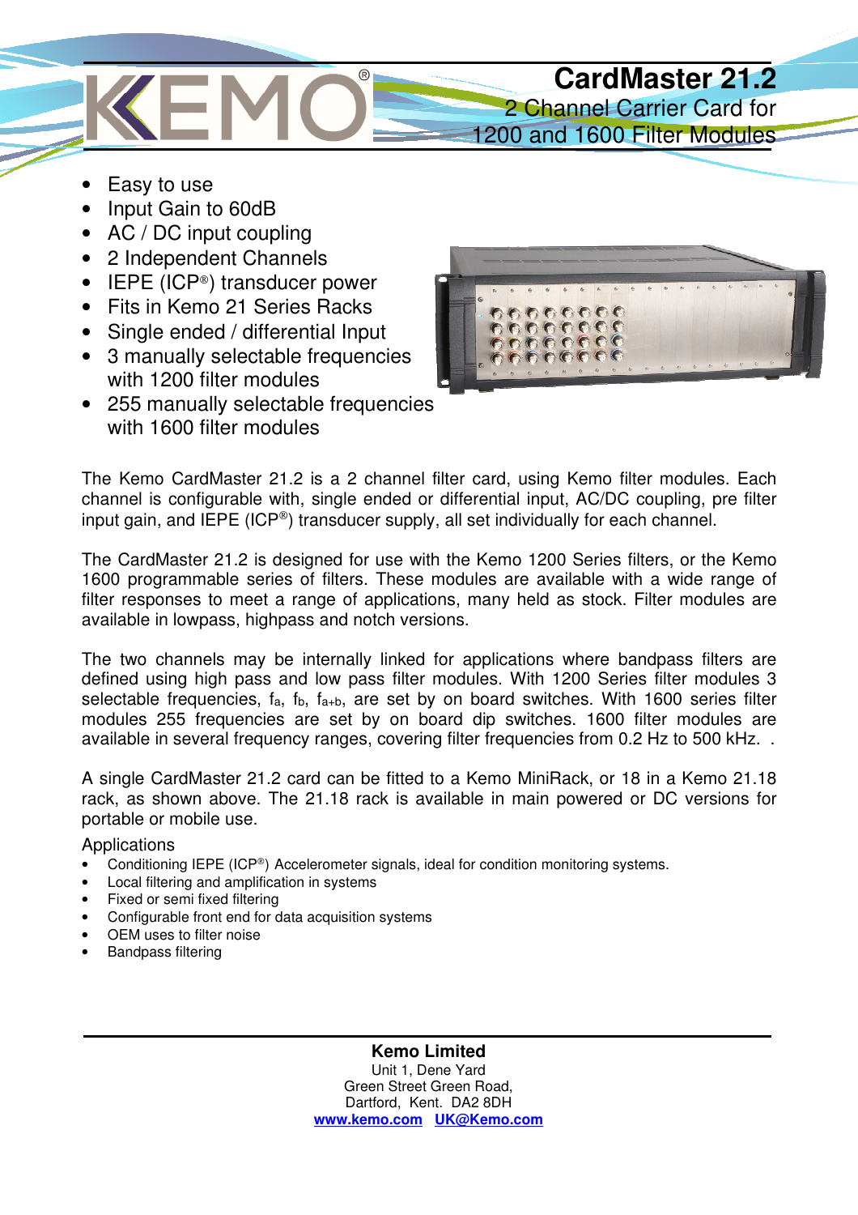# CardMaster 21.2

## 2 Channel Carrier Card for 1200 and 1600 Filter Modules

- Easy to use
- Input Gain to 60dB
- AC / DC input coupling
- 2 Independent Channels
- IEPE (ICP®) transducer power
- Fits in Kemo 21 Series Racks
- Single ended / differential Input
- 3 manually selectable frequencies with 1200 filter modules
- 255 manually selectable frequencies with 1600 filter modules

The Kemo CardMaster 21.2 is a 2 channel filter card, using Kemo filter modules. Each channel is configurable with, single ended or differential input, AC/DC coupling, pre filter input gain, and IEPE (ICP®) transducer supply, all set individually for each channel.

The CardMaster 21.2 is designed for use with the Kemo 1200 Series filters, or the Kemo 1600 programmable series of filters. These modules are available with a wide range of filter responses to meet a range of applications, many held as stock. Filter modules are available in lowpass, highpass and notch versions.

The two channels may be internally linked for applications where bandpass filters are defined using high pass and low pass filter modules. With 1200 Series filter modules 3 selectable frequencies, $f_a$, $f_b$, $f_{a+b}$, are set by on board switches. With 1600 series filter modules 255 frequencies are set by on board dip switches. 1600 filter modules are available in several frequency ranges, covering filter frequencies from 0.2 Hz to 500 kHz. .

A single CardMaster 21.2 card can be fitted to a Kemo MiniRack, or 18 in a Kemo 21.18 rack, as shown above. The 21.18 rack is available in main powered or DC versions for portable or mobile use.

Applications

- Conditioning IEPE (ICP®) Accelerometer signals, ideal for condition monitoring systems.
- Local filtering and amplification in systems
- Fixed or semi fixed filtering
- Configurable front end for data acquisition systems
- OEM uses to filter noise
- Bandpass filtering

**Kemo Limited**
Unit 1, Dene Yard
Green Street Green Road,
Dartford, Kent. DA2 8DH
www.kemo.com UK@Kemo.com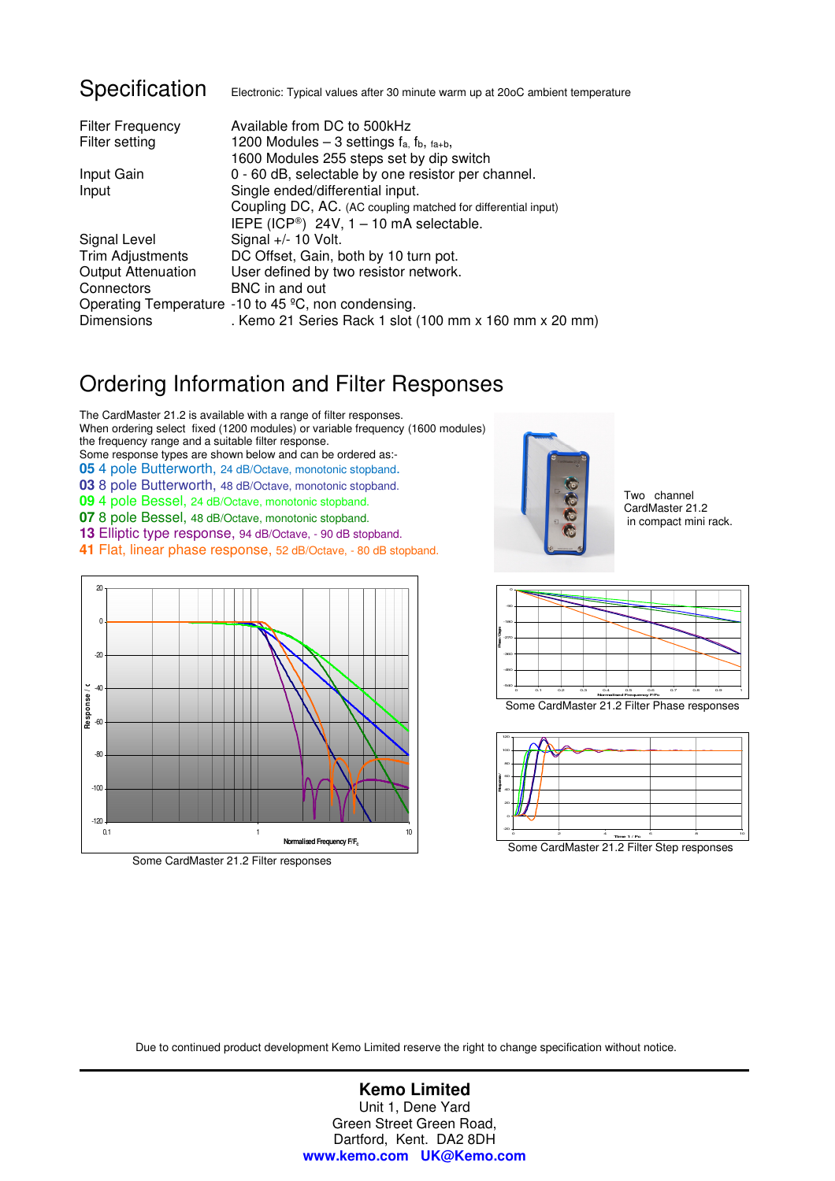## Specification

Electronic: Typical values after 30 minute warm up at 20oC ambient temperature

| | |
|---|---|
| Filter Frequency | Available from DC to 500kHz |
| Filter setting | 1200 Modules – 3 settings $f_a$, $f_b$, $f_{a+b}$, |
| | 1600 Modules 255 steps set by dip switch |
| Input Gain | 0 - 60 dB, selectable by one resistor per channel. |
| Input | Single ended/differential input. |
| | Coupling DC, AC. (AC coupling matched for differential input) |
| | IEPE (ICP®) 24V, 1 – 10 mA selectable. |
| Signal Level | Signal +/- 10 Volt. |
| Trim Adjustments | DC Offset, Gain, both by 10 turn pot. |
| Output Attenuation | User defined by two resistor network. |
| Connectors | BNC in and out |
| Operating Temperature | -10 to 45 ºC, non condensing. |
| Dimensions | . Kemo 21 Series Rack 1 slot (100 mm x 160 mm x 20 mm) |

## Ordering Information and Filter Responses

The CardMaster 21.2 is available with a range of filter responses.
When ordering select fixed (1200 modules) or variable frequency (1600 modules) the frequency range and a suitable filter response.
Some response types are shown below and can be ordered as:-

**05** 4 pole Butterworth, 24 dB/Octave, monotonic stopband.
**03** 8 pole Butterworth, 48 dB/Octave, monotonic stopband.
**09** 4 pole Bessel, 24 dB/Octave, monotonic stopband.
**07** 8 pole Bessel, 48 dB/Octave, monotonic stopband.
**13** Elliptic type response, 94 dB/Octave, - 90 dB stopband.
**41** Flat, linear phase response, 52 dB/Octave, - 80 dB stopband.

Two channel CardMaster 21.2 in compact mini rack.

Response / dB
20
0
-20
-40
-60
-80
-100
-120
0.1
1
10
Normalised Frequency F/F$_c$

Some CardMaster 21.2 Filter responses

Some CardMaster 21.2 Filter Phase responses

Some CardMaster 21.2 Filter Step responses

Due to continued product development Kemo Limited reserve the right to change specification without notice.

**Kemo Limited**
Unit 1, Dene Yard
Green Street Green Road,
Dartford, Kent. DA2 8DH
**www.kemo.com UK@Kemo.com**